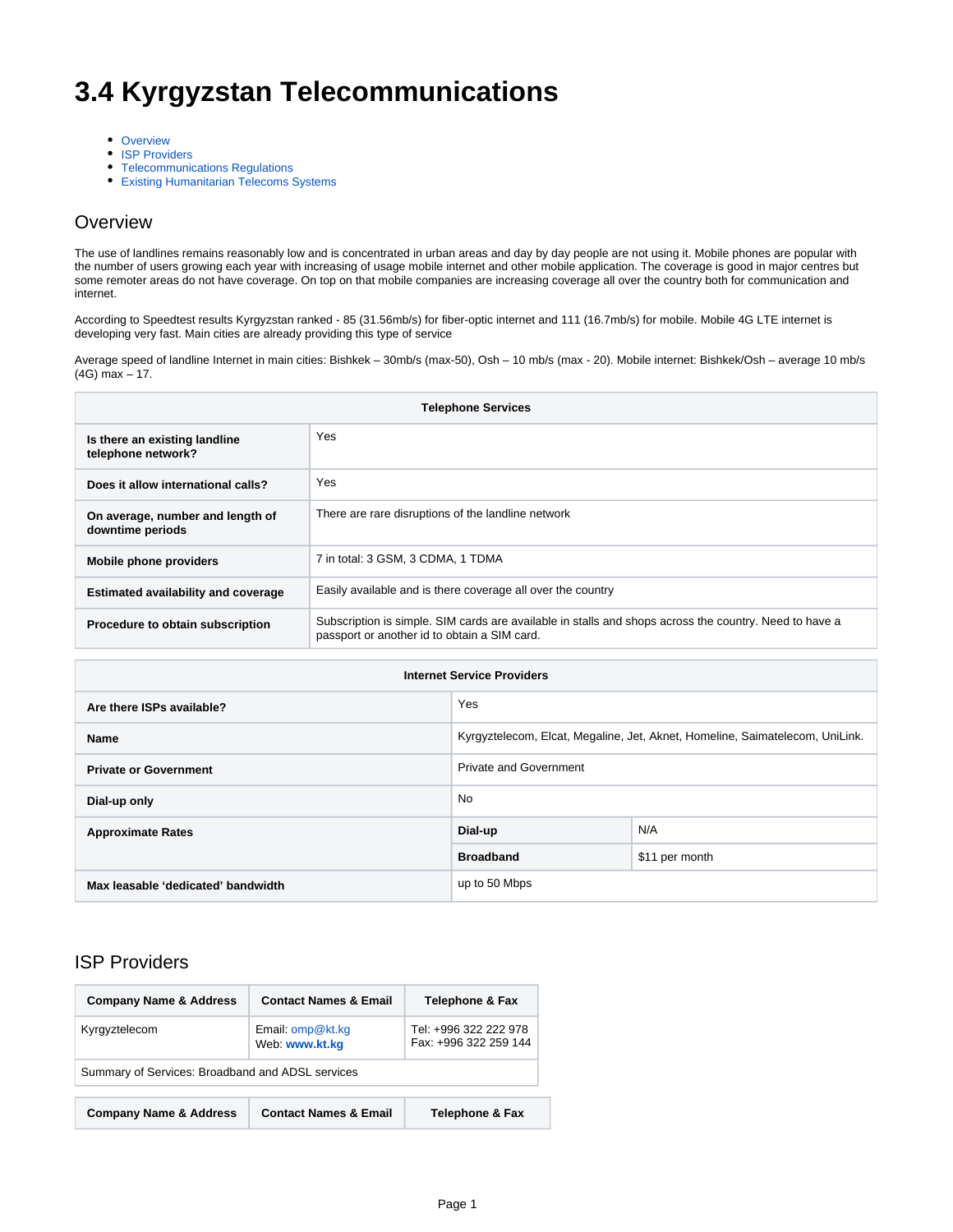# 3.4 Kyrgyzstan Telecommunications

- Overview
- ISP Providers
- Telecommunications Regulations
- Existing Humanitarian Telecoms Systems

## Overview

The use of landlines remains reasonably low and is concentrated in urban areas and day by day people are not using it. Mobile phones are popular with the number of users growing each year with increasing of usage mobile internet and other mobile application. The coverage is good in major centres but some remoter areas do not have coverage. On top on that mobile companies are increasing coverage all over the country both for communication and internet.

According to Speedtest results Kyrgyzstan ranked - 85 (31.56mb/s) for fiber-optic internet and 111 (16.7mb/s) for mobile. Mobile 4G LTE internet is developing very fast. Main cities are already providing this type of service

Average speed of landline Internet in main cities: Bishkek – 30mb/s (max-50), Osh – 10 mb/s (max - 20). Mobile internet: Bishkek/Osh – average 10 mb/s (4G) max – 17.

| Telephone Services | |
|---|---|
| **Is there an existing landline telephone network?** | Yes |
| **Does it allow international calls?** | Yes |
| **On average, number and length of downtime periods** | There are rare disruptions of the landline network |
| **Mobile phone providers** | 7 in total: 3 GSM, 3 CDMA, 1 TDMA |
| **Estimated availability and coverage** | Easily available and is there coverage all over the country |
| **Procedure to obtain subscription** | Subscription is simple. SIM cards are available in stalls and shops across the country. Need to have a passport or another id to obtain a SIM card. |

| Internet Service Providers | | |
|---|---|---|
| **Are there ISPs available?** | Yes | |
| **Name** | Kyrgyztelecom, Elcat, Megaline, Jet, Aknet, Homeline, Saimatelecom, UniLink. | |
| **Private or Government** | Private and Government | |
| **Dial-up only** | No | |
| **Approximate Rates** | **Dial-up** | N/A |
| | **Broadband** | $11 per month |
| **Max leasable 'dedicated' bandwidth** | up to 50 Mbps | |

## ISP Providers

| Company Name & Address | Contact Names & Email | Telephone & Fax |
|---|---|---|
| Kyrgyztelecom | Email: omp@kt.kg<br>Web: **www.kt.kg** | Tel: +996 322 222 978<br>Fax: +996 322 259 144 |
| Summary of Services: Broadband and ADSL services | | |

| Company Name & Address | Contact Names & Email | Telephone & Fax |
|---|---|---|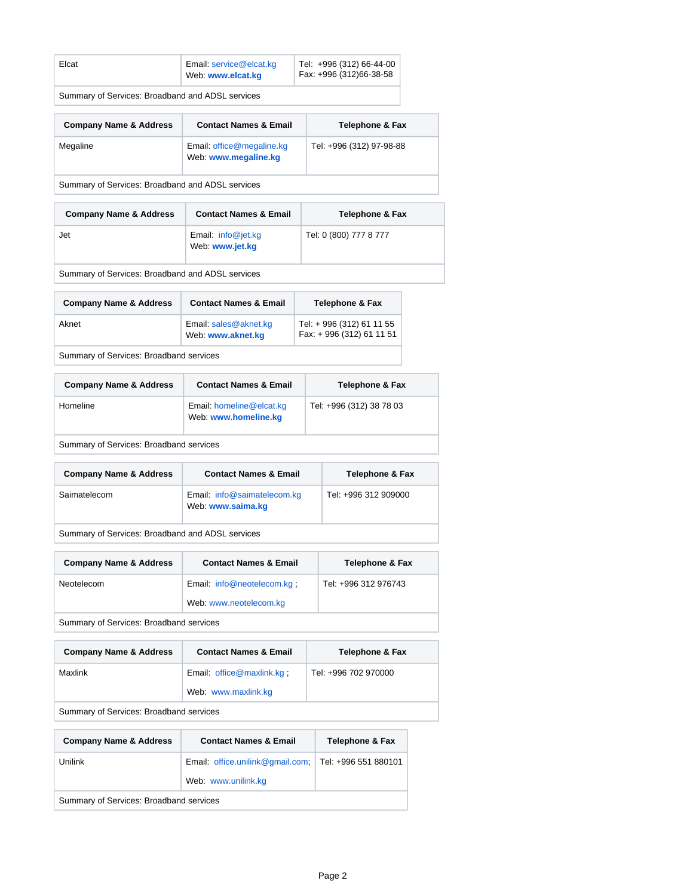| Elcat | Email: service@elcat.kg<br>Web: **www.elcat.kg** | Tel: +996 (312) 66-44-00<br>Fax: +996 (312)66-38-58 |
|---|---|---|
| Summary of Services: Broadband and ADSL services | | |

| Company Name & Address | Contact Names & Email | Telephone & Fax |
|---|---|---|
| Megaline | Email: office@megaline.kg<br>Web: **www.megaline.kg** | Tel: +996 (312) 97-98-88 |
| Summary of Services: Broadband and ADSL services | | |

| Company Name & Address | Contact Names & Email | Telephone & Fax |
|---|---|---|
| Jet | Email: info@jet.kg<br>Web: **www.jet.kg** | Tel: 0 (800) 777 8 777 |
| Summary of Services: Broadband and ADSL services | | |

| Company Name & Address | Contact Names & Email | Telephone & Fax |
|---|---|---|
| Aknet | Email: sales@aknet.kg<br>Web: **www.aknet.kg** | Tel: + 996 (312) 61 11 55<br>Fax: + 996 (312) 61 11 51 |
| Summary of Services: Broadband services | | |

| Company Name & Address | Contact Names & Email | Telephone & Fax |
|---|---|---|
| Homeline | Email: homeline@elcat.kg<br>Web: **www.homeline.kg** | Tel: +996 (312) 38 78 03 |
| Summary of Services: Broadband services | | |

| Company Name & Address | Contact Names & Email | Telephone & Fax |
|---|---|---|
| Saimatelecom | Email: info@saimatelecom.kg<br>Web: **www.saima.kg** | Tel: +996 312 909000 |
| Summary of Services: Broadband and ADSL services | | |

| Company Name & Address | Contact Names & Email | Telephone & Fax |
|---|---|---|
| Neotelecom | Email: info@neotelecom.kg ;<br>Web: www.neotelecom.kg | Tel: +996 312 976743 |
| Summary of Services: Broadband services | | |

| Company Name & Address | Contact Names & Email | Telephone & Fax |
|---|---|---|
| Maxlink | Email: office@maxlink.kg ;<br>Web: www.maxlink.kg | Tel: +996 702 970000 |
| Summary of Services: Broadband services | | |

| Company Name & Address | Contact Names & Email | Telephone & Fax |
|---|---|---|
| Unilink | Email: office.unilink@gmail.com;<br>Web: www.unilink.kg | Tel: +996 551 880101 |
| Summary of Services: Broadband services | | |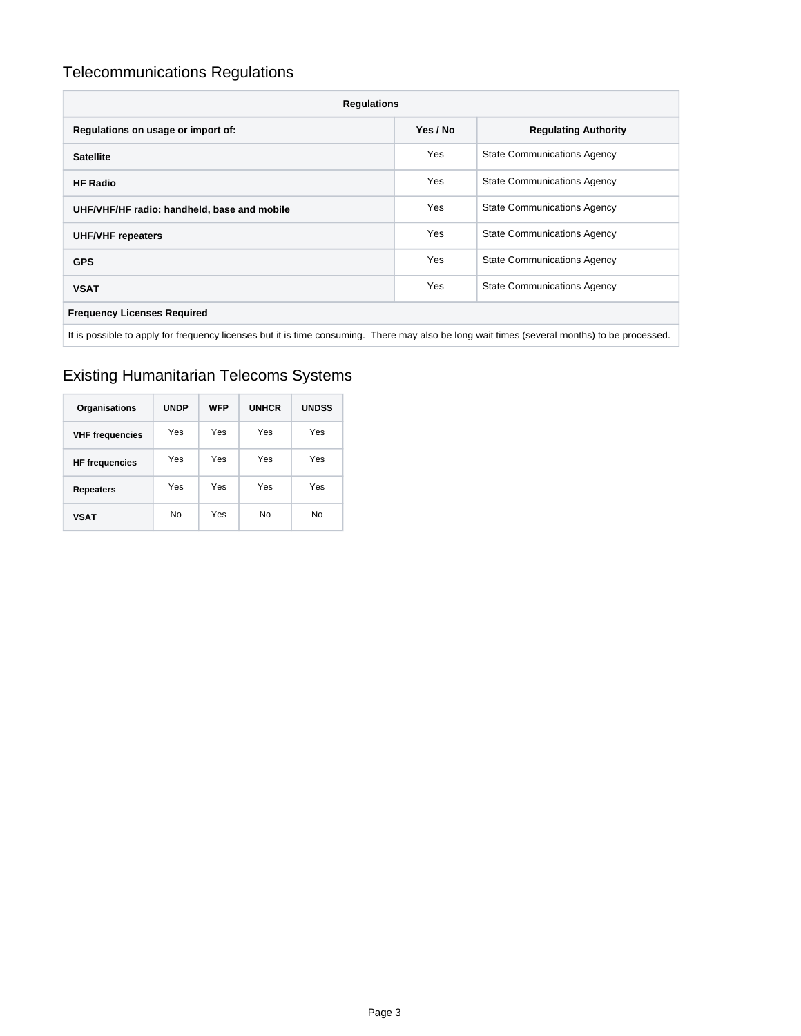## Telecommunications Regulations

| Regulations | | |
|---|---|---|
| **Regulations on usage or import of:** | **Yes / No** | **Regulating Authority** |
| **Satellite** | Yes | State Communications Agency |
| **HF Radio** | Yes | State Communications Agency |
| **UHF/VHF/HF radio: handheld, base and mobile** | Yes | State Communications Agency |
| **UHF/VHF repeaters** | Yes | State Communications Agency |
| **GPS** | Yes | State Communications Agency |
| **VSAT** | Yes | State Communications Agency |
| **Frequency Licenses Required** | | |
| It is possible to apply for frequency licenses but it is time consuming. There may also be long wait times (several months) to be processed. | | |

## Existing Humanitarian Telecoms Systems

| Organisations | UNDP | WFP | UNHCR | UNDSS |
|---|---|---|---|---|
| **VHF frequencies** | Yes | Yes | Yes | Yes |
| **HF frequencies** | Yes | Yes | Yes | Yes |
| **Repeaters** | Yes | Yes | Yes | Yes |
| **VSAT** | No | Yes | No | No |